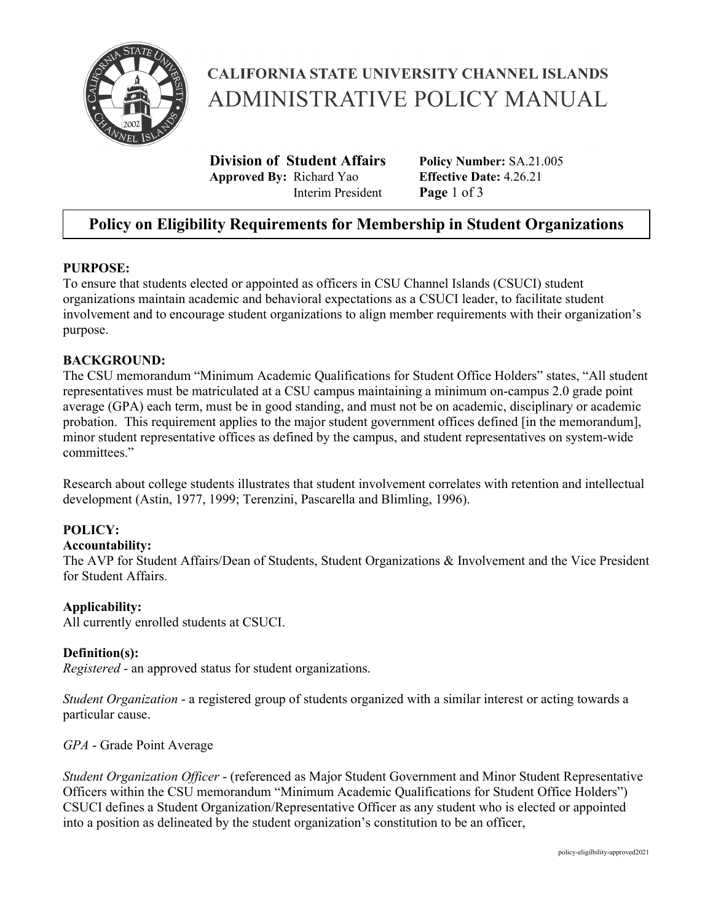# CALIFORNIA STATE UNIVERSITY CHANNEL ISLANDS
# ADMINISTRATIVE POLICY MANUAL

**Division of Student Affairs**
**Approved By:** Richard Yao
Interim President

**Policy Number:** SA.21.005
**Effective Date:** 4.26.21

## Policy on Eligibility Requirements for Membership in Student Organizations

**PURPOSE:**
To ensure that students elected or appointed as officers in CSU Channel Islands (CSUCI) student organizations maintain academic and behavioral expectations as a CSUCI leader, to facilitate student involvement and to encourage student organizations to align member requirements with their organization's purpose.

**BACKGROUND:**
The CSU memorandum "Minimum Academic Qualifications for Student Office Holders" states, "All student representatives must be matriculated at a CSU campus maintaining a minimum on-campus 2.0 grade point average (GPA) each term, must be in good standing, and must not be on academic, disciplinary or academic probation. This requirement applies to the major student government offices defined [in the memorandum], minor student representative offices as defined by the campus, and student representatives on system-wide committees."

Research about college students illustrates that student involvement correlates with retention and intellectual development (Astin, 1977, 1999; Terenzini, Pascarella and Blimling, 1996).

**POLICY:**

**Accountability:**
The AVP for Student Affairs/Dean of Students, Student Organizations & Involvement and the Vice President for Student Affairs.

**Applicability:**
All currently enrolled students at CSUCI.

**Definition(s):**
*Registered* - an approved status for student organizations.

*Student Organization* - a registered group of students organized with a similar interest or acting towards a particular cause.

*GPA* - Grade Point Average

*Student Organization Officer* - (referenced as Major Student Government and Minor Student Representative Officers within the CSU memorandum "Minimum Academic Qualifications for Student Office Holders") CSUCI defines a Student Organization/Representative Officer as any student who is elected or appointed into a position as delineated by the student organization's constitution to be an officer,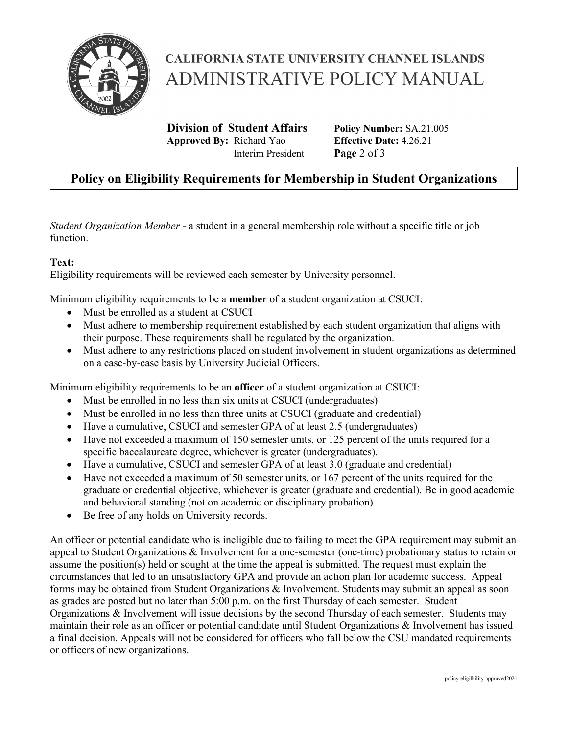*Student Organization Member* - a student in a general membership role without a specific title or job function.

**Text:**
Eligibility requirements will be reviewed each semester by University personnel.

Minimum eligibility requirements to be a **member** of a student organization at CSUCI:

- Must be enrolled as a student at CSUCI
- Must adhere to membership requirement established by each student organization that aligns with their purpose. These requirements shall be regulated by the organization.
- Must adhere to any restrictions placed on student involvement in student organizations as determined on a case-by-case basis by University Judicial Officers.

Minimum eligibility requirements to be an **officer** of a student organization at CSUCI:

- Must be enrolled in no less than six units at CSUCI (undergraduates)
- Must be enrolled in no less than three units at CSUCI (graduate and credential)
- Have a cumulative, CSUCI and semester GPA of at least 2.5 (undergraduates)
- Have not exceeded a maximum of 150 semester units, or 125 percent of the units required for a specific baccalaureate degree, whichever is greater (undergraduates).
- Have a cumulative, CSUCI and semester GPA of at least 3.0 (graduate and credential)
- Have not exceeded a maximum of 50 semester units, or 167 percent of the units required for the graduate or credential objective, whichever is greater (graduate and credential). Be in good academic and behavioral standing (not on academic or disciplinary probation)
- Be free of any holds on University records.

An officer or potential candidate who is ineligible due to failing to meet the GPA requirement may submit an appeal to Student Organizations & Involvement for a one-semester (one-time) probationary status to retain or assume the position(s) held or sought at the time the appeal is submitted. The request must explain the circumstances that led to an unsatisfactory GPA and provide an action plan for academic success. Appeal forms may be obtained from Student Organizations & Involvement. Students may submit an appeal as soon as grades are posted but no later than 5:00 p.m. on the first Thursday of each semester. Student Organizations & Involvement will issue decisions by the second Thursday of each semester. Students may maintain their role as an officer or potential candidate until Student Organizations & Involvement has issued a final decision. Appeals will not be considered for officers who fall below the CSU mandated requirements or officers of new organizations.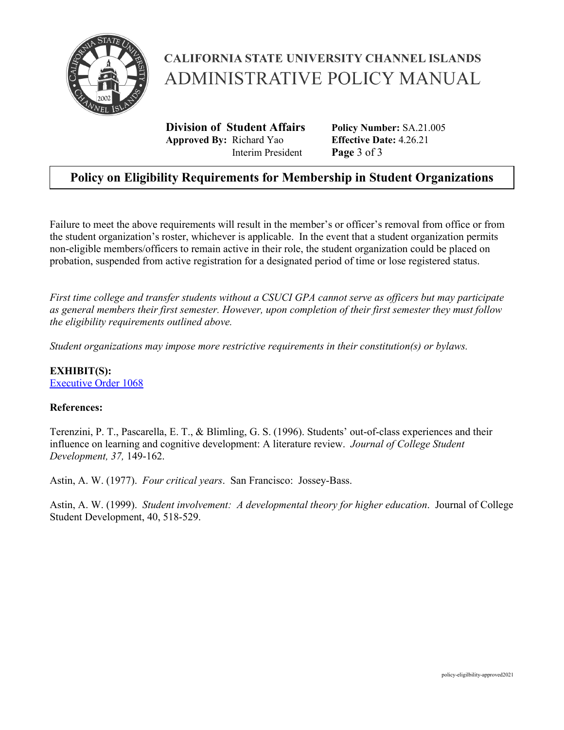Failure to meet the above requirements will result in the member's or officer's removal from office or from the student organization's roster, whichever is applicable. In the event that a student organization permits non-eligible members/officers to remain active in their role, the student organization could be placed on probation, suspended from active registration for a designated period of time or lose registered status.

*First time college and transfer students without a CSUCI GPA cannot serve as officers but may participate as general members their first semester. However, upon completion of their first semester they must follow the eligibility requirements outlined above.*

*Student organizations may impose more restrictive requirements in their constitution(s) or bylaws.*

**EXHIBIT(S):**
Executive Order 1068

**References:**

Terenzini, P. T., Pascarella, E. T., & Blimling, G. S. (1996). Students' out-of-class experiences and their influence on learning and cognitive development: A literature review. *Journal of College Student Development, 37,* 149-162.

Astin, A. W. (1977). *Four critical years*. San Francisco: Jossey-Bass.

Astin, A. W. (1999). *Student involvement: A developmental theory for higher education*. Journal of College Student Development, 40, 518-529.